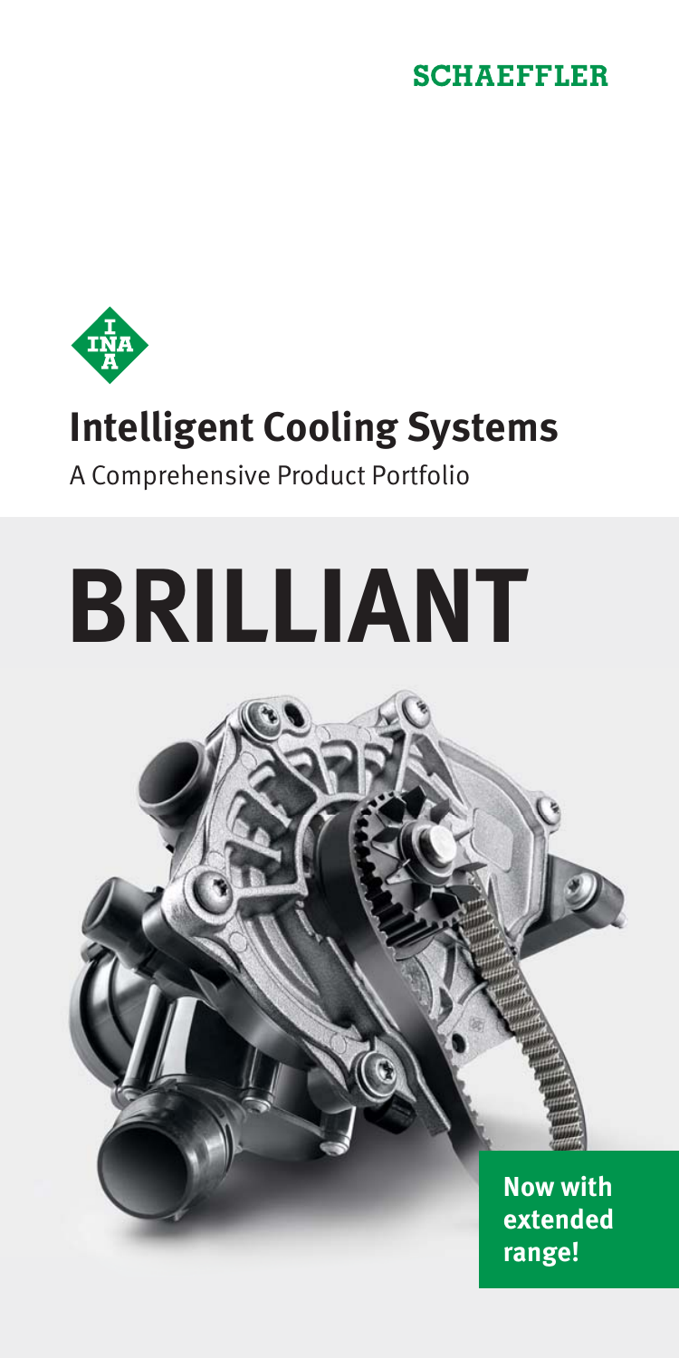SCHAEFFLER

# Intelligent Cooling Systems

A Comprehensive Product Portfolio

# BRILLIANT

**Now with extended range!**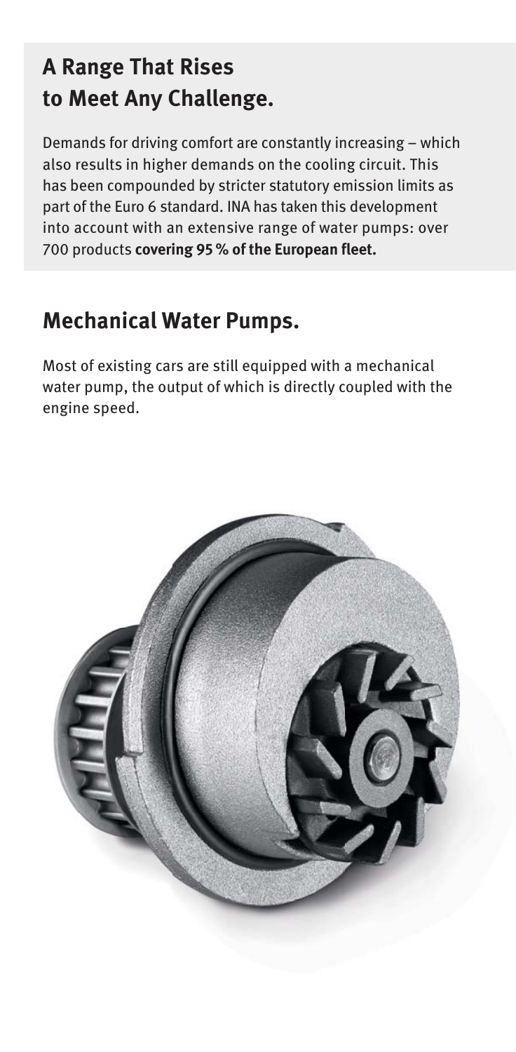## A Range That Rises to Meet Any Challenge.

Demands for driving comfort are constantly increasing – which also results in higher demands on the cooling circuit. This has been compounded by stricter statutory emission limits as part of the Euro 6 standard. INA has taken this development into account with an extensive range of water pumps: over 700 products **covering 95 % of the European fleet.**

## Mechanical Water Pumps.

Most of existing cars are still equipped with a mechanical water pump, the output of which is directly coupled with the engine speed.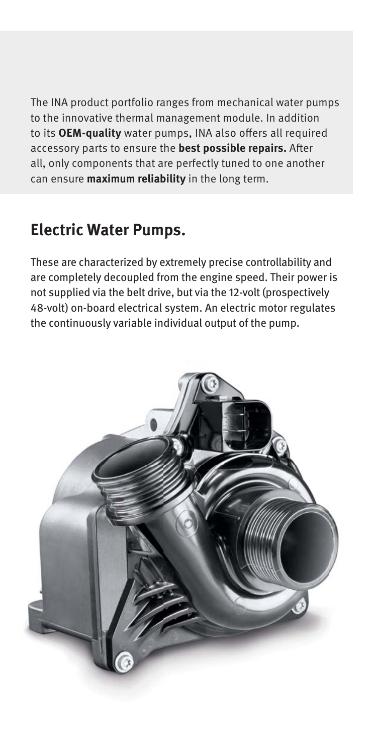The INA product portfolio ranges from mechanical water pumps to the innovative thermal management module. In addition to its **OEM-quality** water pumps, INA also offers all required accessory parts to ensure the **best possible repairs.** After all, only components that are perfectly tuned to one another can ensure **maximum reliability** in the long term.

## Electric Water Pumps.

These are characterized by extremely precise controllability and are completely decoupled from the engine speed. Their power is not supplied via the belt drive, but via the 12-volt (prospectively 48-volt) on-board electrical system. An electric motor regulates the continuously variable individual output of the pump.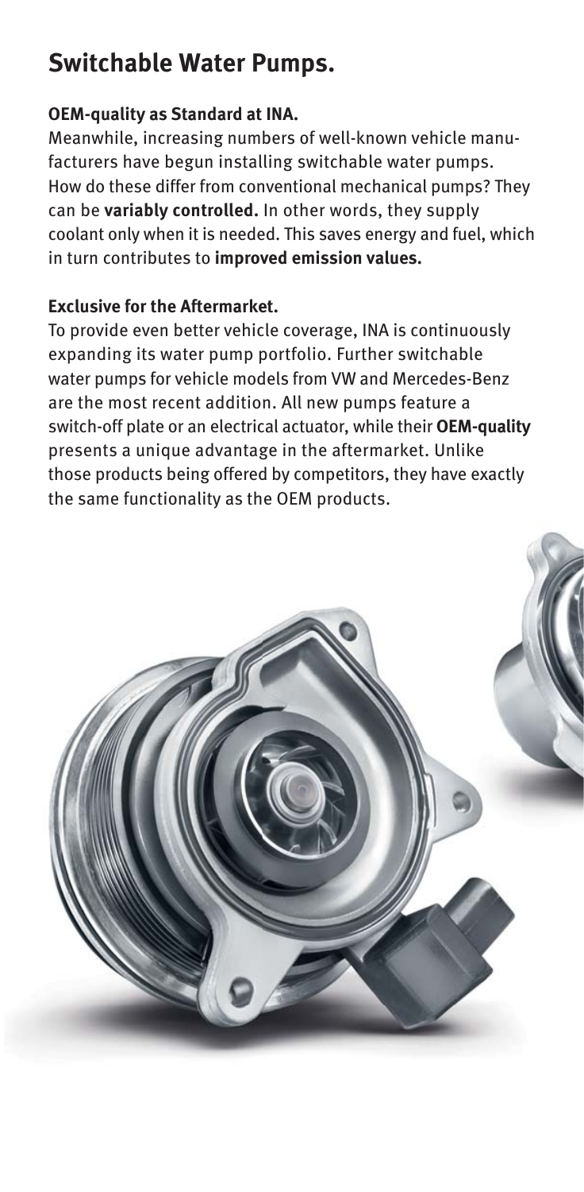# Switchable Water Pumps.

**OEM-quality as Standard at INA.**

Meanwhile, increasing numbers of well-known vehicle manufacturers have begun installing switchable water pumps. How do these differ from conventional mechanical pumps? They can be **variably controlled.** In other words, they supply coolant only when it is needed. This saves energy and fuel, which in turn contributes to **improved emission values.**

**Exclusive for the Aftermarket.**

To provide even better vehicle coverage, INA is continuously expanding its water pump portfolio. Further switchable water pumps for vehicle models from VW and Mercedes-Benz are the most recent addition. All new pumps feature a switch-off plate or an electrical actuator, while their **OEM-quality** presents a unique advantage in the aftermarket. Unlike those products being offered by competitors, they have exactly the same functionality as the OEM products.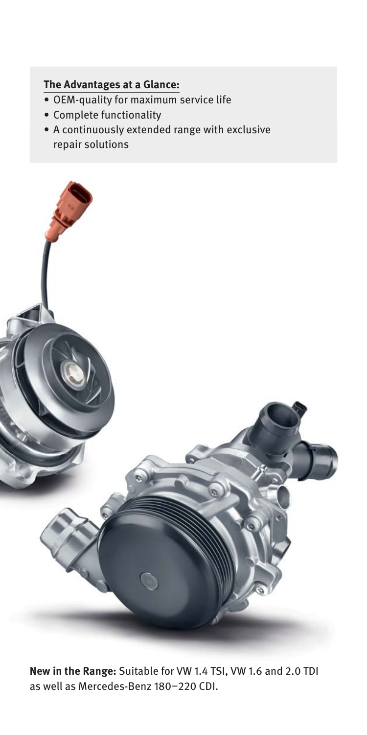**The Advantages at a Glance:**

- OEM-quality for maximum service life
- Complete functionality
- A continuously extended range with exclusive repair solutions

**New in the Range:** Suitable for VW 1.4 TSI, VW 1.6 and 2.0 TDI as well as Mercedes-Benz 180–220 CDI.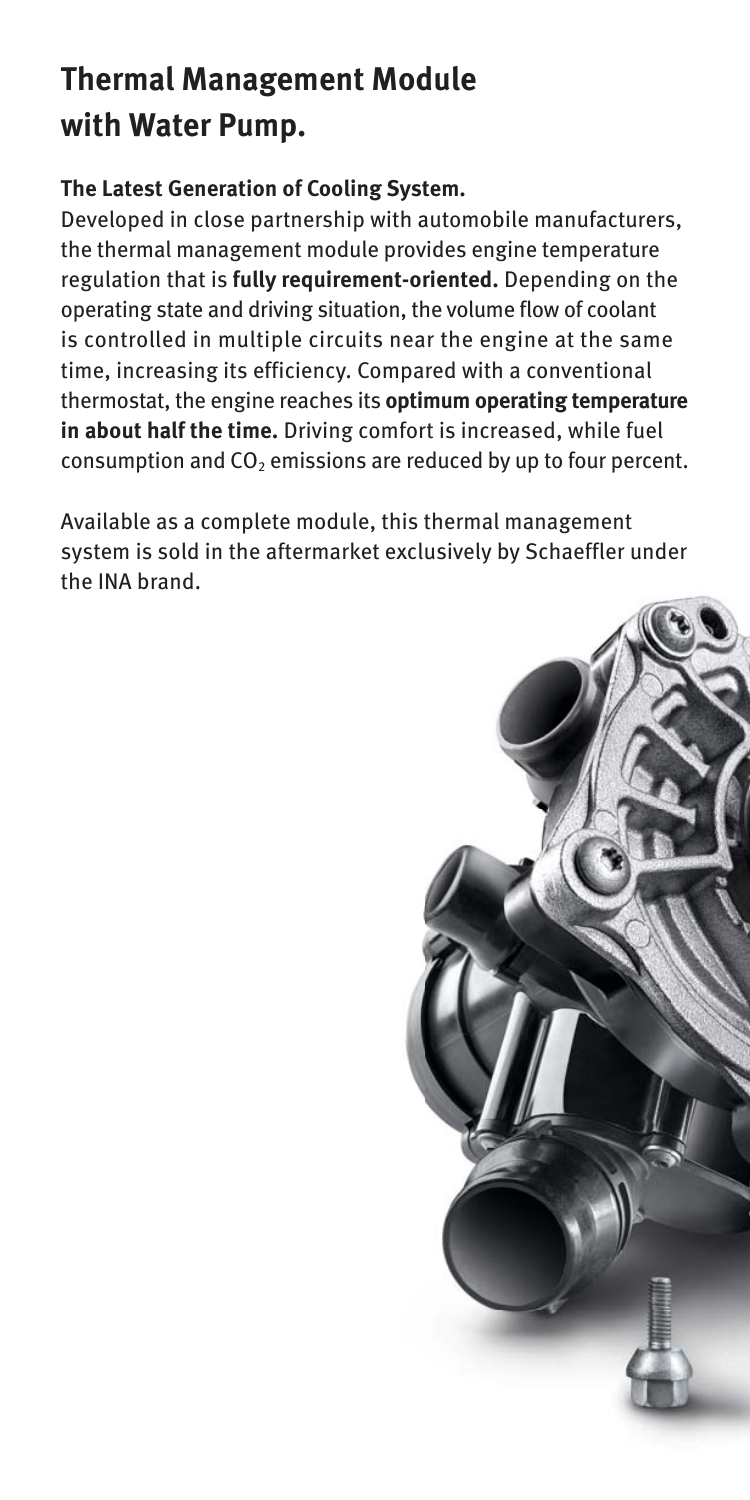# Thermal Management Module with Water Pump.

### The Latest Generation of Cooling System.

Developed in close partnership with automobile manufacturers, the thermal management module provides engine temperature regulation that is **fully requirement-oriented.** Depending on the operating state and driving situation, the volume flow of coolant is controlled in multiple circuits near the engine at the same time, increasing its efficiency. Compared with a conventional thermostat, the engine reaches its **optimum operating temperature in about half the time.** Driving comfort is increased, while fuel consumption and $CO_2$ emissions are reduced by up to four percent.

Available as a complete module, this thermal management system is sold in the aftermarket exclusively by Schaeffler under the INA brand.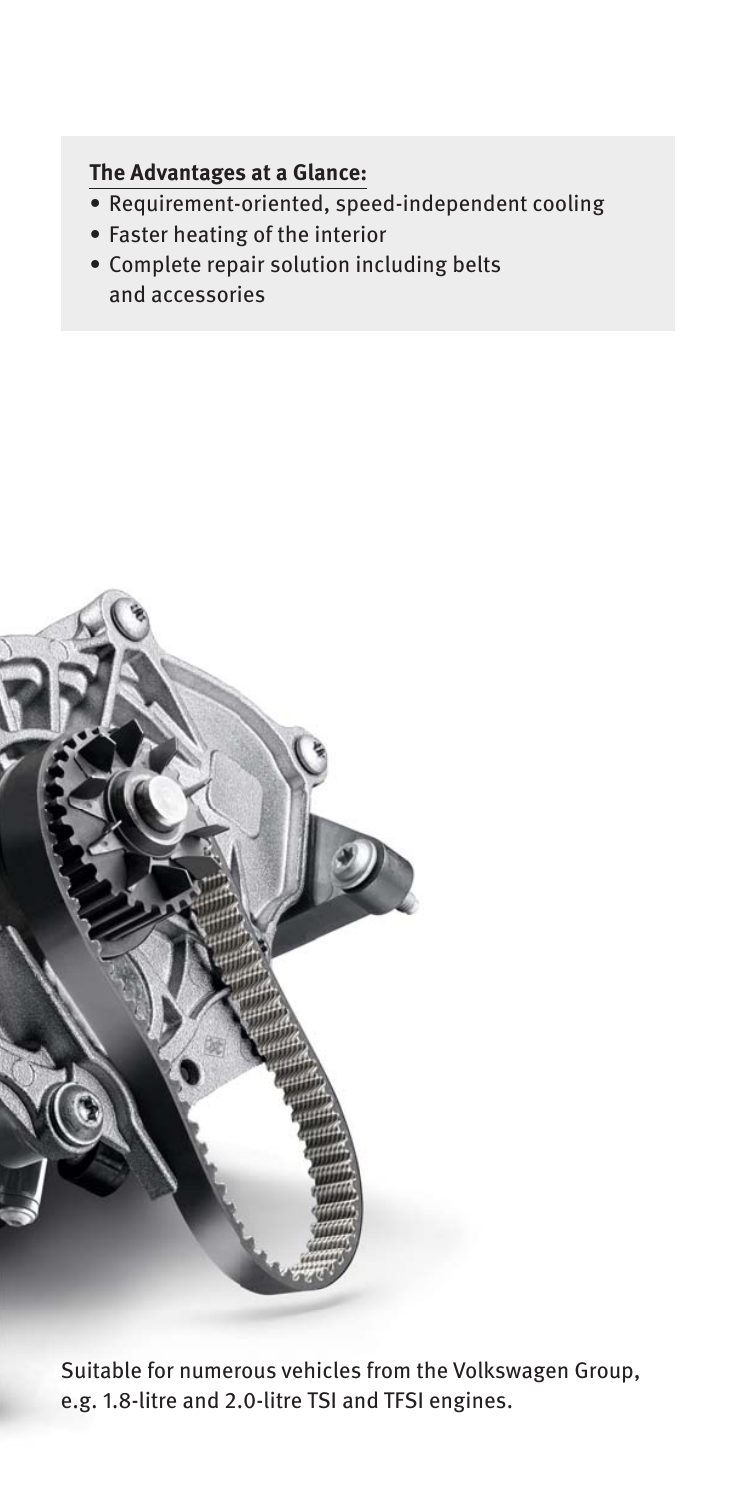**The Advantages at a Glance:**

- Requirement-oriented, speed-independent cooling
- Faster heating of the interior
- Complete repair solution including belts and accessories

Suitable for numerous vehicles from the Volkswagen Group, e.g. 1.8-litre and 2.0-litre TSI and TFSI engines.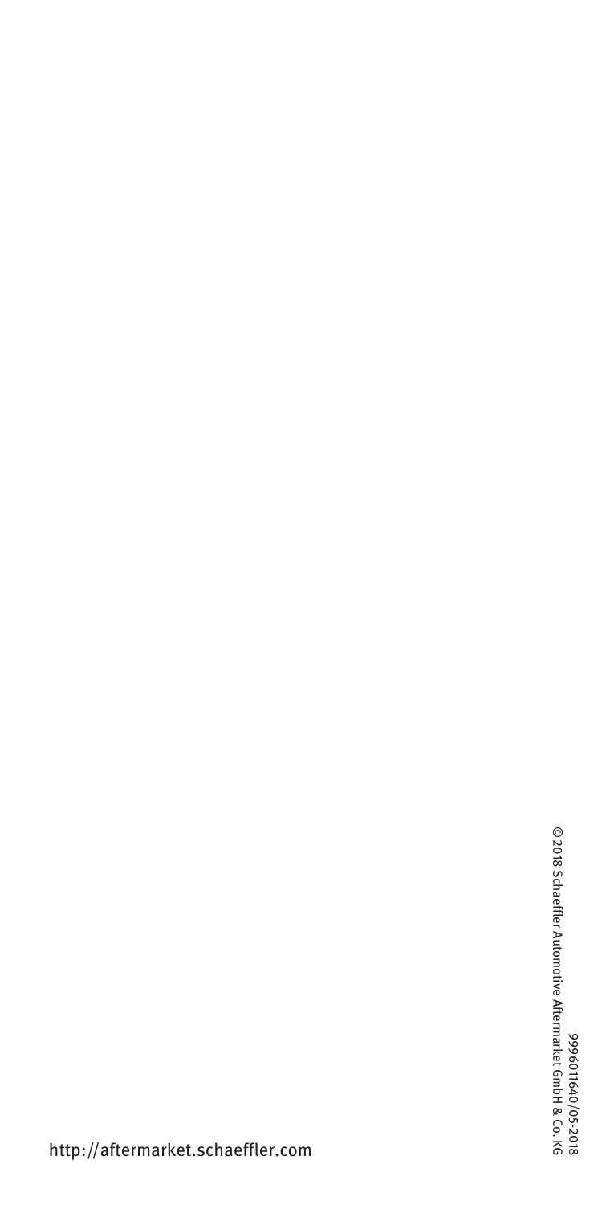999601640/05-2018
© 2018 Schaeffler Automotive Aftermarket GmbH & Co. KG

http://aftermarket.schaeffler.com